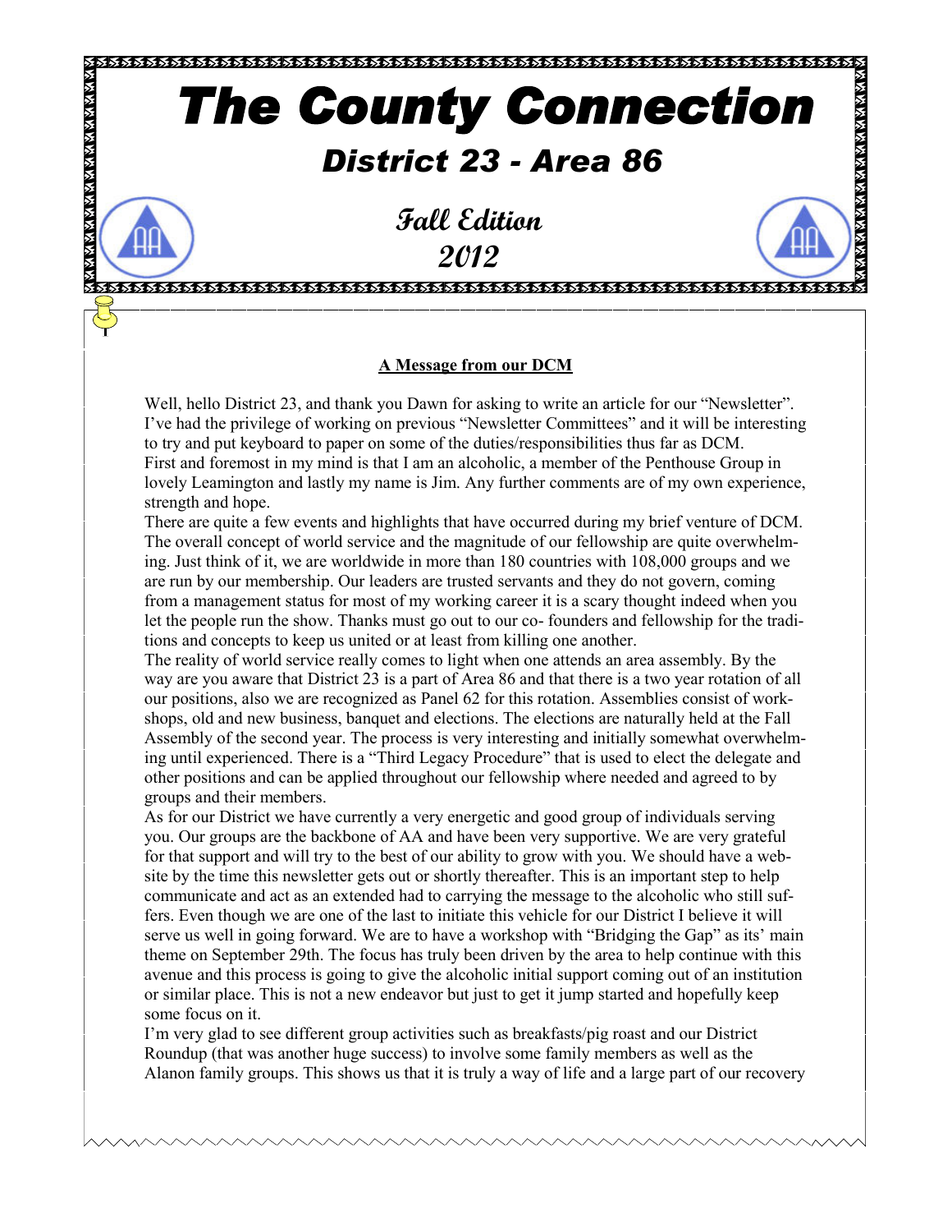# The County Connection

## District 23 - Area 86

### Fall Edition 2012

**A Message from our DCM**

Well, hello District 23, and thank you Dawn for asking to write an article for our "Newsletter". I've had the privilege of working on previous "Newsletter Committees" and it will be interesting to try and put keyboard to paper on some of the duties/responsibilities thus far as DCM. First and foremost in my mind is that I am an alcoholic, a member of the Penthouse Group in lovely Leamington and lastly my name is Jim. Any further comments are of my own experience, strength and hope.

There are quite a few events and highlights that have occurred during my brief venture of DCM. The overall concept of world service and the magnitude of our fellowship are quite overwhelming. Just think of it, we are worldwide in more than 180 countries with 108,000 groups and we are run by our membership. Our leaders are trusted servants and they do not govern, coming from a management status for most of my working career it is a scary thought indeed when you let the people run the show. Thanks must go out to our co- founders and fellowship for the traditions and concepts to keep us united or at least from killing one another.

The reality of world service really comes to light when one attends an area assembly. By the way are you aware that District 23 is a part of Area 86 and that there is a two year rotation of all our positions, also we are recognized as Panel 62 for this rotation. Assemblies consist of workshops, old and new business, banquet and elections. The elections are naturally held at the Fall Assembly of the second year. The process is very interesting and initially somewhat overwhelming until experienced. There is a "Third Legacy Procedure" that is used to elect the delegate and other positions and can be applied throughout our fellowship where needed and agreed to by groups and their members.

As for our District we have currently a very energetic and good group of individuals serving you. Our groups are the backbone of AA and have been very supportive. We are very grateful for that support and will try to the best of our ability to grow with you. We should have a website by the time this newsletter gets out or shortly thereafter. This is an important step to help communicate and act as an extended had to carrying the message to the alcoholic who still suffers. Even though we are one of the last to initiate this vehicle for our District I believe it will serve us well in going forward. We are to have a workshop with "Bridging the Gap" as its' main theme on September 29th. The focus has truly been driven by the area to help continue with this avenue and this process is going to give the alcoholic initial support coming out of an institution or similar place. This is not a new endeavor but just to get it jump started and hopefully keep some focus on it.

I'm very glad to see different group activities such as breakfasts/pig roast and our District Roundup (that was another huge success) to involve some family members as well as the Alanon family groups. This shows us that it is truly a way of life and a large part of our recovery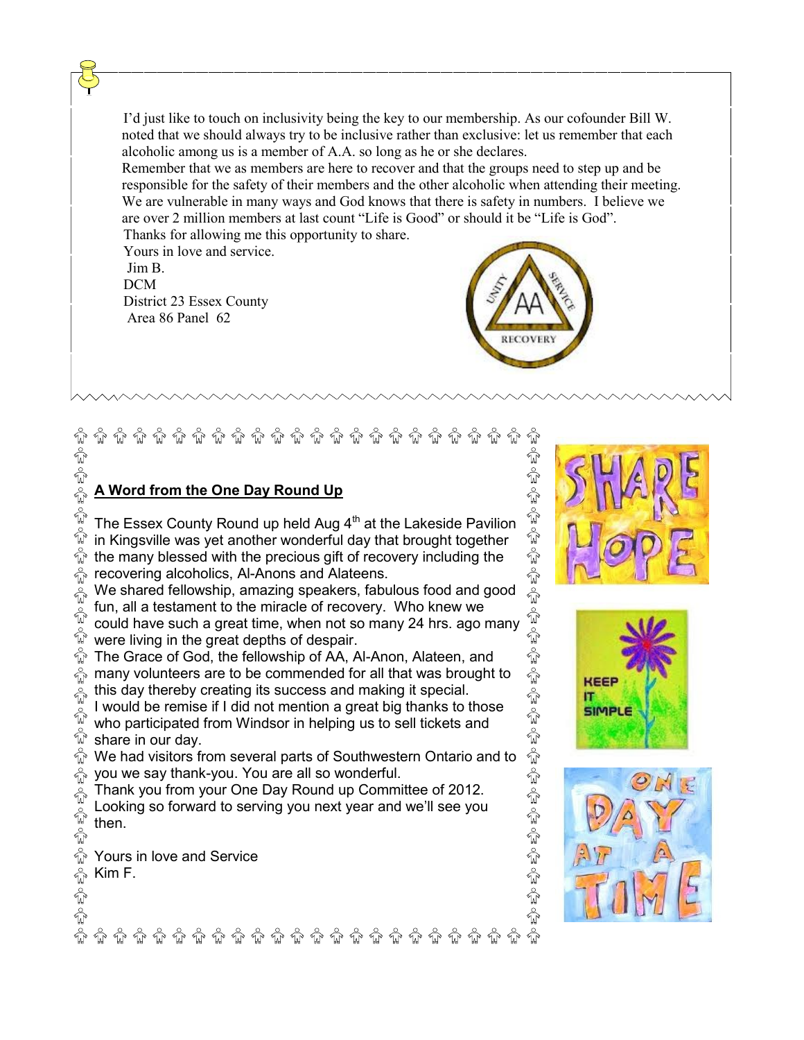I'd just like to touch on inclusivity being the key to our membership. As our cofounder Bill W. noted that we should always try to be inclusive rather than exclusive: let us remember that each alcoholic among us is a member of A.A. so long as he or she declares.

Remember that we as members are here to recover and that the groups need to step up and be responsible for the safety of their members and the other alcoholic when attending their meeting. We are vulnerable in many ways and God knows that there is safety in numbers. I believe we are over 2 million members at last count "Life is Good" or should it be "Life is God".

Thanks for allowing me this opportunity to share.

Yours in love and service.

Jim B.
DCM
District 23 Essex County
Area 86 Panel 62

## A Word from the One Day Round Up

The Essex County Round up held Aug 4th at the Lakeside Pavilion in Kingsville was yet another wonderful day that brought together the many blessed with the precious gift of recovery including the recovering alcoholics, Al-Anons and Alateens.

We shared fellowship, amazing speakers, fabulous food and good fun, all a testament to the miracle of recovery. Who knew we could have such a great time, when not so many 24 hrs. ago many were living in the great depths of despair.

The Grace of God, the fellowship of AA, Al-Anon, Alateen, and many volunteers are to be commended for all that was brought to this day thereby creating its success and making it special.

I would be remise if I did not mention a great big thanks to those who participated from Windsor in helping us to sell tickets and share in our day.

We had visitors from several parts of Southwestern Ontario and to you we say thank-you. You are all so wonderful.

Thank you from your One Day Round up Committee of 2012.

Looking so forward to serving you next year and we'll see you then.

Yours in love and Service
Kim F.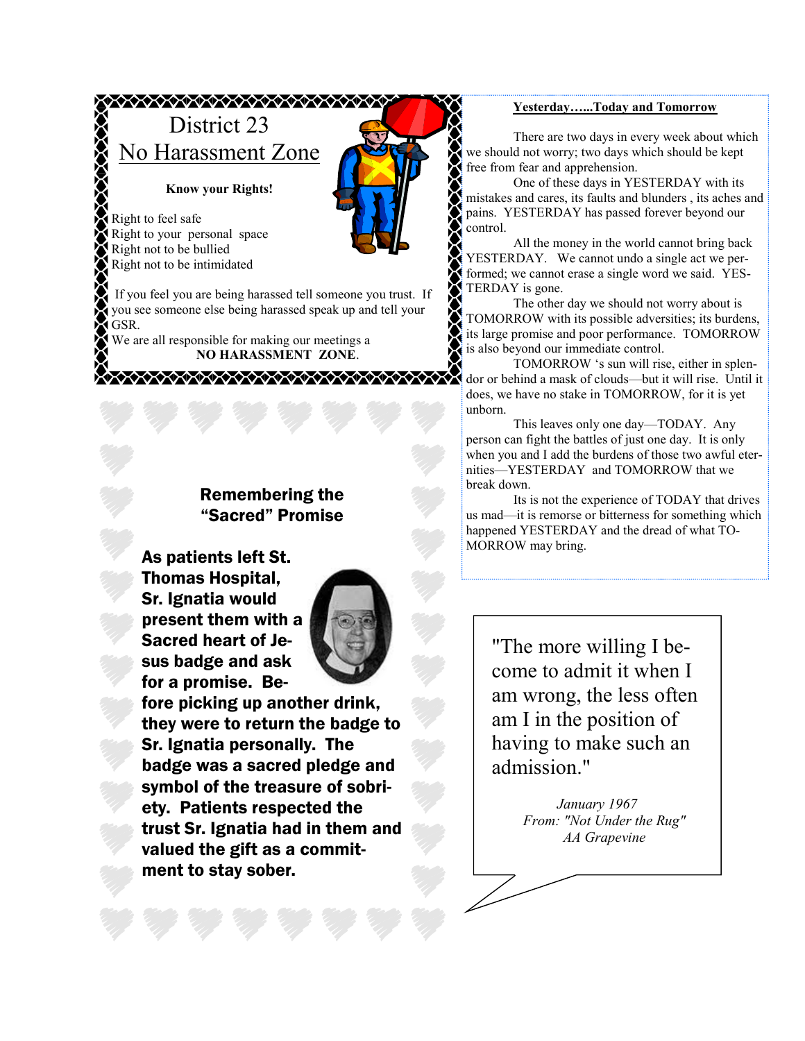# District 23
## No Harassment Zone

**Know your Rights!**

Right to feel safe
Right to your personal space
Right not to be bullied
Right not to be intimidated

If you feel you are being harassed tell someone you trust. If you see someone else being harassed speak up and tell your GSR.

We are all responsible for making our meetings a **NO HARASSMENT ZONE**.

## Remembering the "Sacred" Promise

**As patients left St. Thomas Hospital, Sr. Ignatia would present them with a Sacred heart of Jesus badge and ask for a promise. Before picking up another drink, they were to return the badge to Sr. Ignatia personally. The badge was a sacred pledge and symbol of the treasure of sobriety. Patients respected the trust Sr. Ignatia had in them and valued the gift as a commitment to stay sober.**

## Yesterday…...Today and Tomorrow

There are two days in every week about which we should not worry; two days which should be kept free from fear and apprehension.

One of these days in YESTERDAY with its mistakes and cares, its faults and blunders , its aches and pains. YESTERDAY has passed forever beyond our control.

All the money in the world cannot bring back YESTERDAY. We cannot undo a single act we performed; we cannot erase a single word we said. YESTERDAY is gone.

The other day we should not worry about is TOMORROW with its possible adversities; its burdens, its large promise and poor performance. TOMORROW is also beyond our immediate control.

TOMORROW 's sun will rise, either in splendor or behind a mask of clouds—but it will rise. Until it does, we have no stake in TOMORROW, for it is yet unborn.

This leaves only one day—TODAY. Any person can fight the battles of just one day. It is only when you and I add the burdens of those two awful eternities—YESTERDAY and TOMORROW that we break down.

Its is not the experience of TODAY that drives us mad—it is remorse or bitterness for something which happened YESTERDAY and the dread of what TOMORROW may bring.

"The more willing I become to admit it when I am wrong, the less often am I in the position of having to make such an admission."

*January 1967*
*From: "Not Under the Rug"*
*AA Grapevine*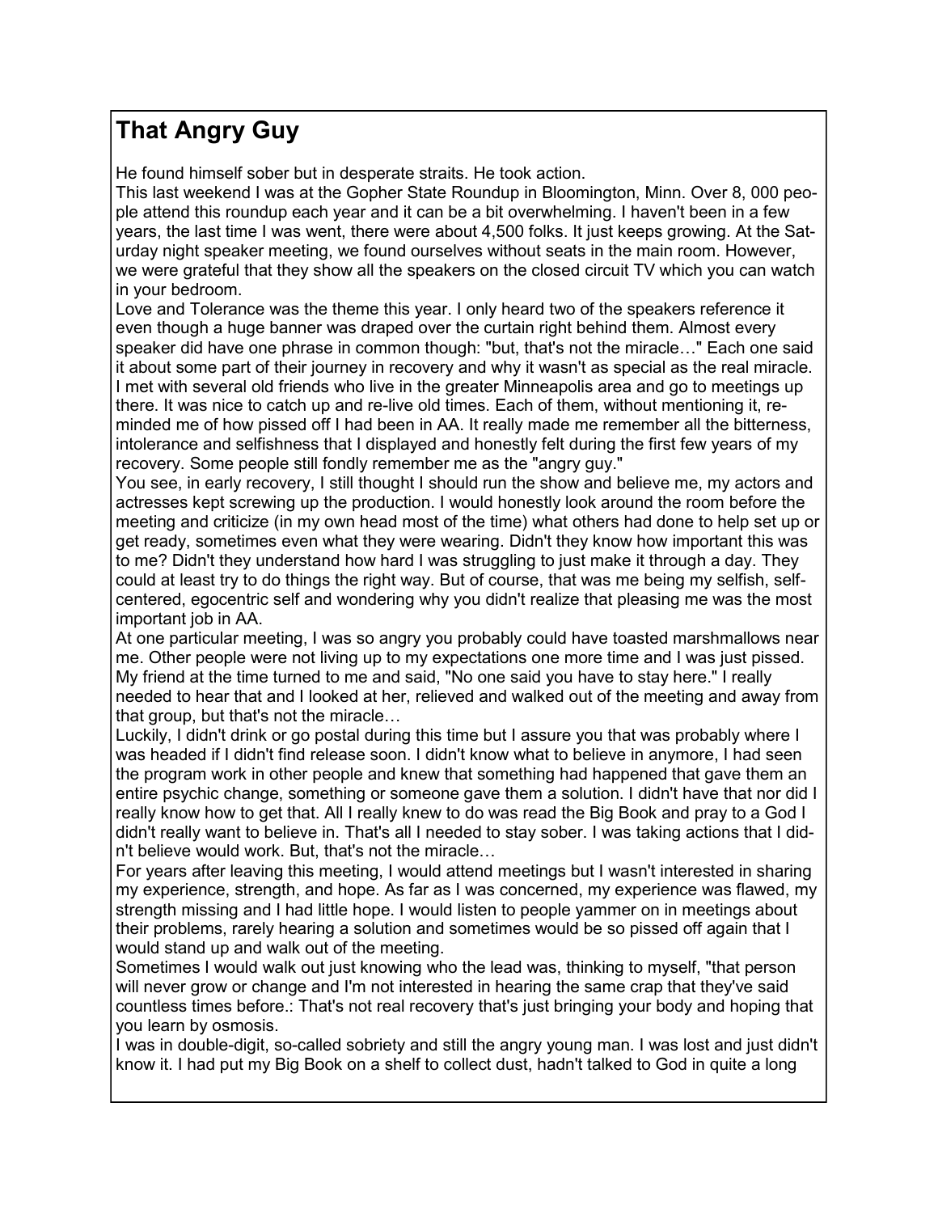# That Angry Guy

He found himself sober but in desperate straits. He took action.

This last weekend I was at the Gopher State Roundup in Bloomington, Minn. Over 8, 000 people attend this roundup each year and it can be a bit overwhelming. I haven't been in a few years, the last time I was went, there were about 4,500 folks. It just keeps growing. At the Saturday night speaker meeting, we found ourselves without seats in the main room. However, we were grateful that they show all the speakers on the closed circuit TV which you can watch in your bedroom.

Love and Tolerance was the theme this year. I only heard two of the speakers reference it even though a huge banner was draped over the curtain right behind them. Almost every speaker did have one phrase in common though: "but, that's not the miracle…" Each one said it about some part of their journey in recovery and why it wasn't as special as the real miracle.

I met with several old friends who live in the greater Minneapolis area and go to meetings up there. It was nice to catch up and re-live old times. Each of them, without mentioning it, reminded me of how pissed off I had been in AA. It really made me remember all the bitterness, intolerance and selfishness that I displayed and honestly felt during the first few years of my recovery. Some people still fondly remember me as the "angry guy."

You see, in early recovery, I still thought I should run the show and believe me, my actors and actresses kept screwing up the production. I would honestly look around the room before the meeting and criticize (in my own head most of the time) what others had done to help set up or get ready, sometimes even what they were wearing. Didn't they know how important this was to me? Didn't they understand how hard I was struggling to just make it through a day. They could at least try to do things the right way. But of course, that was me being my selfish, self-centered, egocentric self and wondering why you didn't realize that pleasing me was the most important job in AA.

At one particular meeting, I was so angry you probably could have toasted marshmallows near me. Other people were not living up to my expectations one more time and I was just pissed. My friend at the time turned to me and said, "No one said you have to stay here." I really needed to hear that and I looked at her, relieved and walked out of the meeting and away from that group, but that's not the miracle…

Luckily, I didn't drink or go postal during this time but I assure you that was probably where I was headed if I didn't find release soon. I didn't know what to believe in anymore, I had seen the program work in other people and knew that something had happened that gave them an entire psychic change, something or someone gave them a solution. I didn't have that nor did I really know how to get that. All I really knew to do was read the Big Book and pray to a God I didn't really want to believe in. That's all I needed to stay sober. I was taking actions that I didn't believe would work. But, that's not the miracle…

For years after leaving this meeting, I would attend meetings but I wasn't interested in sharing my experience, strength, and hope. As far as I was concerned, my experience was flawed, my strength missing and I had little hope. I would listen to people yammer on in meetings about their problems, rarely hearing a solution and sometimes would be so pissed off again that I would stand up and walk out of the meeting.

Sometimes I would walk out just knowing who the lead was, thinking to myself, "that person will never grow or change and I'm not interested in hearing the same crap that they've said countless times before.: That's not real recovery that's just bringing your body and hoping that you learn by osmosis.

I was in double-digit, so-called sobriety and still the angry young man. I was lost and just didn't know it. I had put my Big Book on a shelf to collect dust, hadn't talked to God in quite a long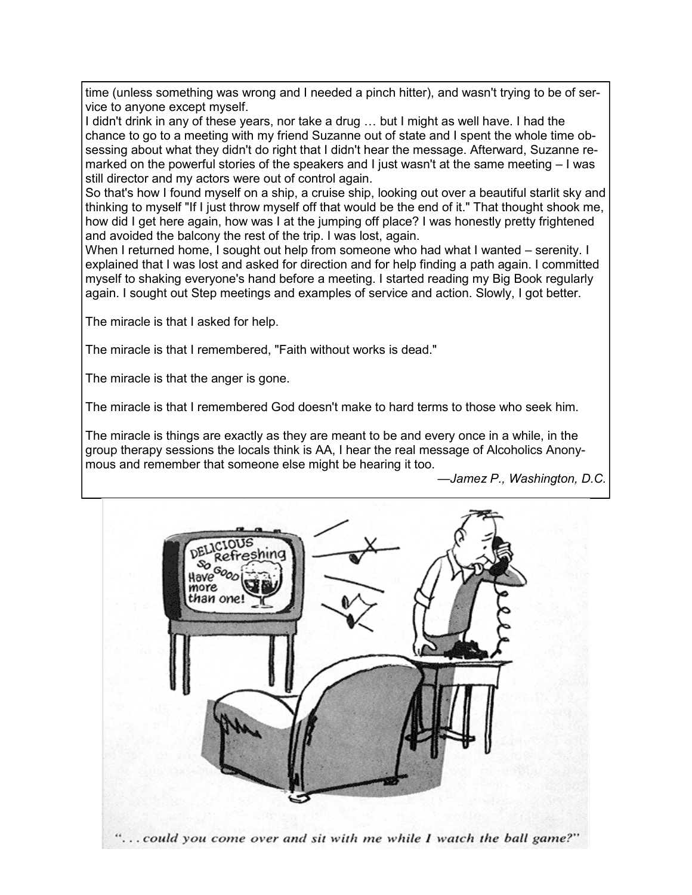time (unless something was wrong and I needed a pinch hitter), and wasn't trying to be of service to anyone except myself.

I didn't drink in any of these years, nor take a drug … but I might as well have. I had the chance to go to a meeting with my friend Suzanne out of state and I spent the whole time obsessing about what they didn't do right that I didn't hear the message. Afterward, Suzanne remarked on the powerful stories of the speakers and I just wasn't at the same meeting – I was still director and my actors were out of control again.

So that's how I found myself on a ship, a cruise ship, looking out over a beautiful starlit sky and thinking to myself "If I just throw myself off that would be the end of it." That thought shook me, how did I get here again, how was I at the jumping off place? I was honestly pretty frightened and avoided the balcony the rest of the trip. I was lost, again.

When I returned home, I sought out help from someone who had what I wanted – serenity. I explained that I was lost and asked for direction and for help finding a path again. I committed myself to shaking everyone's hand before a meeting. I started reading my Big Book regularly again. I sought out Step meetings and examples of service and action. Slowly, I got better.

The miracle is that I asked for help.

The miracle is that I remembered, "Faith without works is dead."

The miracle is that the anger is gone.

The miracle is that I remembered God doesn't make to hard terms to those who seek him.

The miracle is things are exactly as they are meant to be and every once in a while, in the group therapy sessions the locals think is AA, I hear the real message of Alcoholics Anonymous and remember that someone else might be hearing it too.

*—Jamez P., Washington, D.C.*

*". . . could you come over and sit with me while I watch the ball game?"*